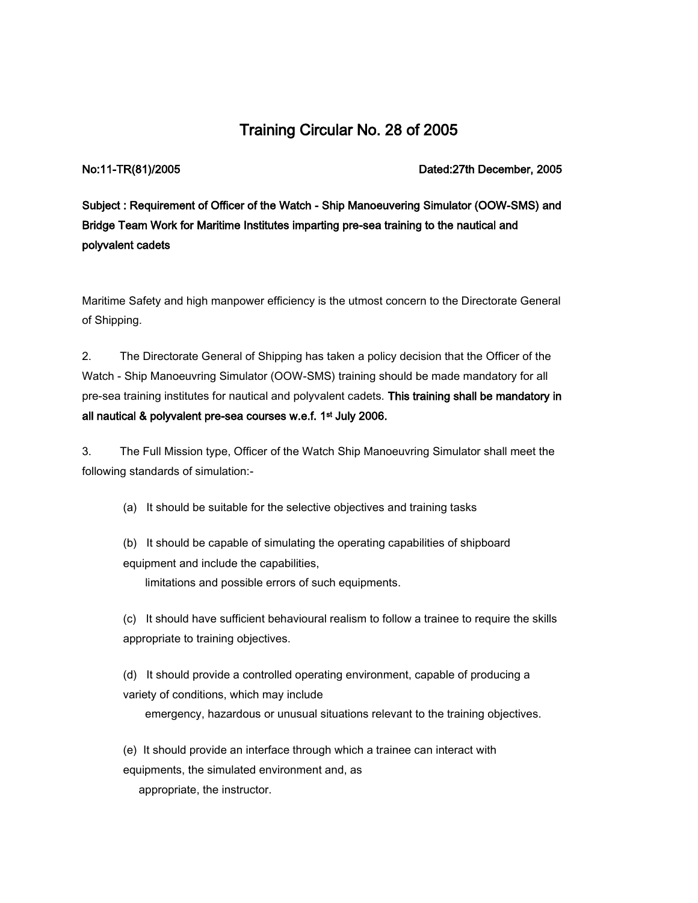# Training Circular No. 28 of 2005

**No:11-TR(81)/2005** **Dated:27th December, 2005**

**Subject : Requirement of Officer of the Watch - Ship Manoeuvering Simulator (OOW-SMS) and Bridge Team Work for Maritime Institutes imparting pre-sea training to the nautical and polyvalent cadets**

Maritime Safety and high manpower efficiency is the utmost concern to the Directorate General of Shipping.

2. The Directorate General of Shipping has taken a policy decision that the Officer of the Watch - Ship Manoeuvring Simulator (OOW-SMS) training should be made mandatory for all pre-sea training institutes for nautical and polyvalent cadets. **This training shall be mandatory in all nautical & polyvalent pre-sea courses w.e.f. 1st July 2006.**

3. The Full Mission type, Officer of the Watch Ship Manoeuvring Simulator shall meet the following standards of simulation:-

(a) It should be suitable for the selective objectives and training tasks

(b) It should be capable of simulating the operating capabilities of shipboard equipment and include the capabilities, limitations and possible errors of such equipments.

(c) It should have sufficient behavioural realism to follow a trainee to require the skills appropriate to training objectives.

(d) It should provide a controlled operating environment, capable of producing a variety of conditions, which may include emergency, hazardous or unusual situations relevant to the training objectives.

(e) It should provide an interface through which a trainee can interact with equipments, the simulated environment and, as appropriate, the instructor.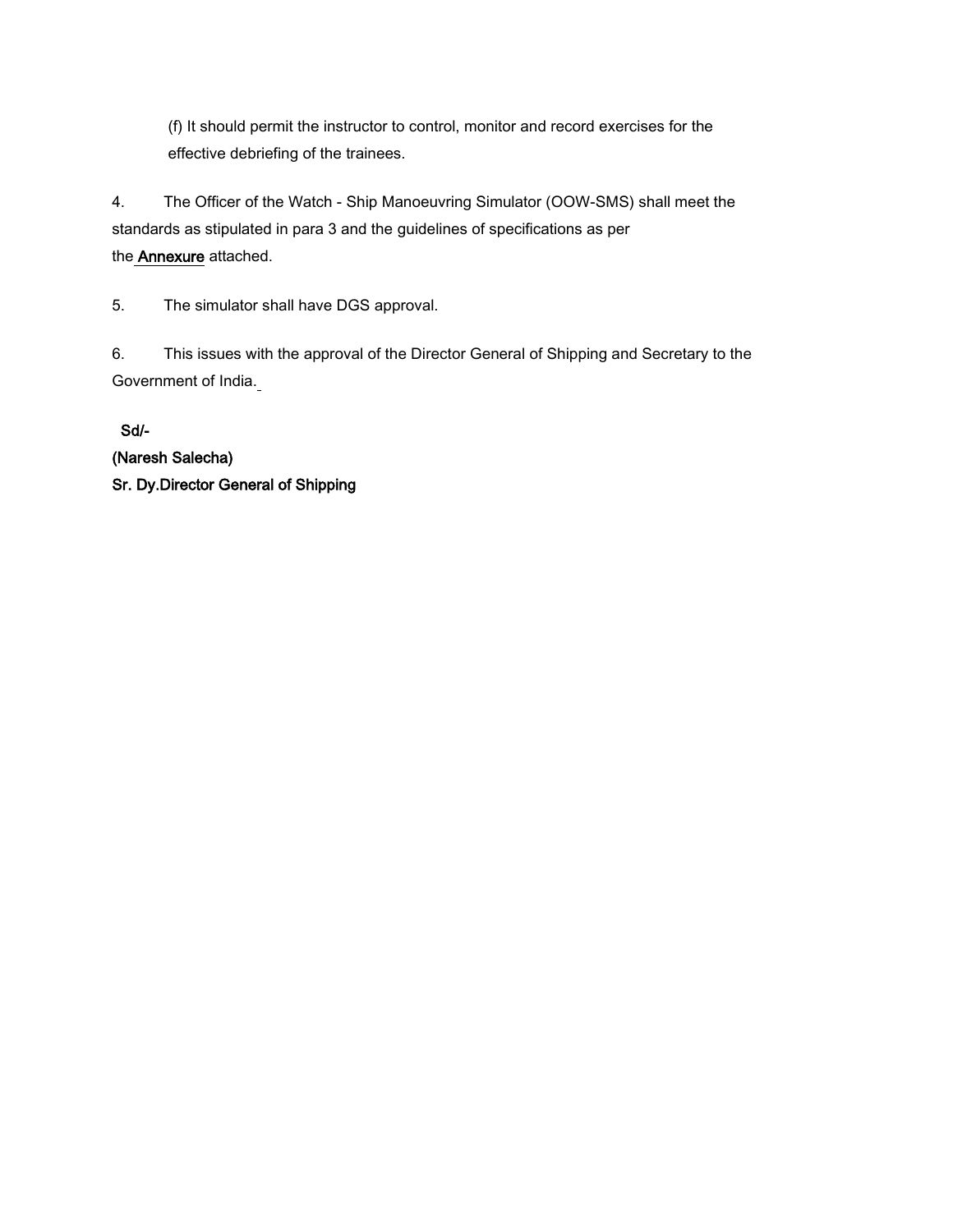(f) It should permit the instructor to control, monitor and record exercises for the effective debriefing of the trainees.

4. The Officer of the Watch - Ship Manoeuvring Simulator (OOW-SMS) shall meet the standards as stipulated in para 3 and the guidelines of specifications as per the **Annexure** attached.

5. The simulator shall have DGS approval.

6. This issues with the approval of the Director General of Shipping and Secretary to the Government of India.

**Sd/-**
**(Naresh Salecha)**
**Sr. Dy.Director General of Shipping**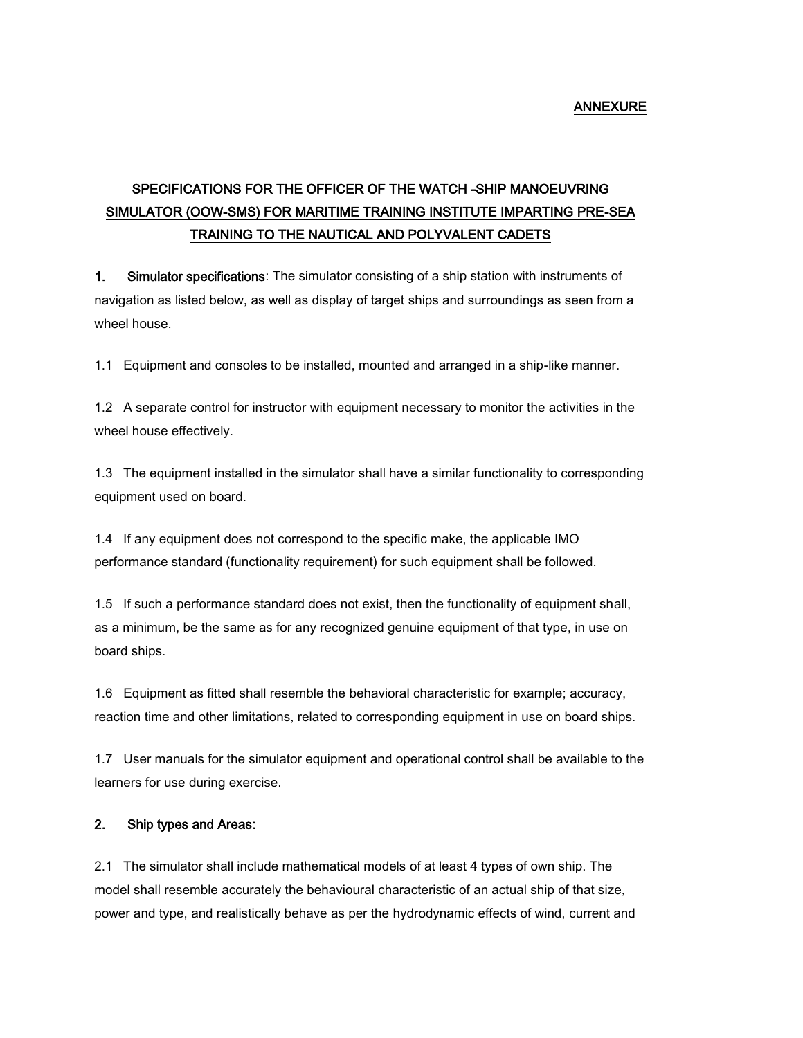**ANNEXURE**

## SPECIFICATIONS FOR THE OFFICER OF THE WATCH -SHIP MANOEUVRING SIMULATOR (OOW-SMS) FOR MARITIME TRAINING INSTITUTE IMPARTING PRE-SEA TRAINING TO THE NAUTICAL AND POLYVALENT CADETS

**1. Simulator specifications**: The simulator consisting of a ship station with instruments of navigation as listed below, as well as display of target ships and surroundings as seen from a wheel house.

1.1 Equipment and consoles to be installed, mounted and arranged in a ship-like manner.

1.2 A separate control for instructor with equipment necessary to monitor the activities in the wheel house effectively.

1.3 The equipment installed in the simulator shall have a similar functionality to corresponding equipment used on board.

1.4 If any equipment does not correspond to the specific make, the applicable IMO performance standard (functionality requirement) for such equipment shall be followed.

1.5 If such a performance standard does not exist, then the functionality of equipment shall, as a minimum, be the same as for any recognized genuine equipment of that type, in use on board ships.

1.6 Equipment as fitted shall resemble the behavioral characteristic for example; accuracy, reaction time and other limitations, related to corresponding equipment in use on board ships.

1.7 User manuals for the simulator equipment and operational control shall be available to the learners for use during exercise.

**2. Ship types and Areas:**

2.1 The simulator shall include mathematical models of at least 4 types of own ship. The model shall resemble accurately the behavioural characteristic of an actual ship of that size, power and type, and realistically behave as per the hydrodynamic effects of wind, current and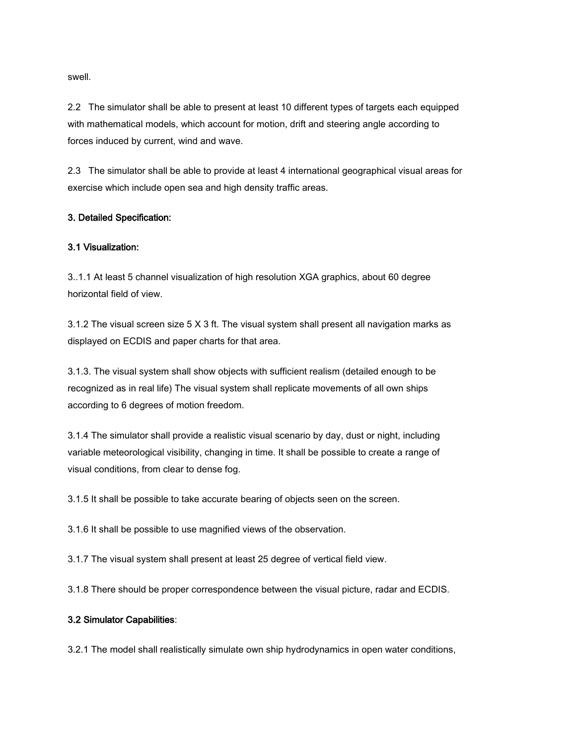swell.

2.2 The simulator shall be able to present at least 10 different types of targets each equipped with mathematical models, which account for motion, drift and steering angle according to forces induced by current, wind and wave.

2.3 The simulator shall be able to provide at least 4 international geographical visual areas for exercise which include open sea and high density traffic areas.

### 3. Detailed Specification:

#### 3.1 Visualization:

3..1.1 At least 5 channel visualization of high resolution XGA graphics, about 60 degree horizontal field of view.

3.1.2 The visual screen size 5 X 3 ft. The visual system shall present all navigation marks as displayed on ECDIS and paper charts for that area.

3.1.3. The visual system shall show objects with sufficient realism (detailed enough to be recognized as in real life) The visual system shall replicate movements of all own ships according to 6 degrees of motion freedom.

3.1.4 The simulator shall provide a realistic visual scenario by day, dust or night, including variable meteorological visibility, changing in time. It shall be possible to create a range of visual conditions, from clear to dense fog.

3.1.5 It shall be possible to take accurate bearing of objects seen on the screen.

3.1.6 It shall be possible to use magnified views of the observation.

3.1.7 The visual system shall present at least 25 degree of vertical field view.

3.1.8 There should be proper correspondence between the visual picture, radar and ECDIS.

#### 3.2 Simulator Capabilities:

3.2.1 The model shall realistically simulate own ship hydrodynamics in open water conditions,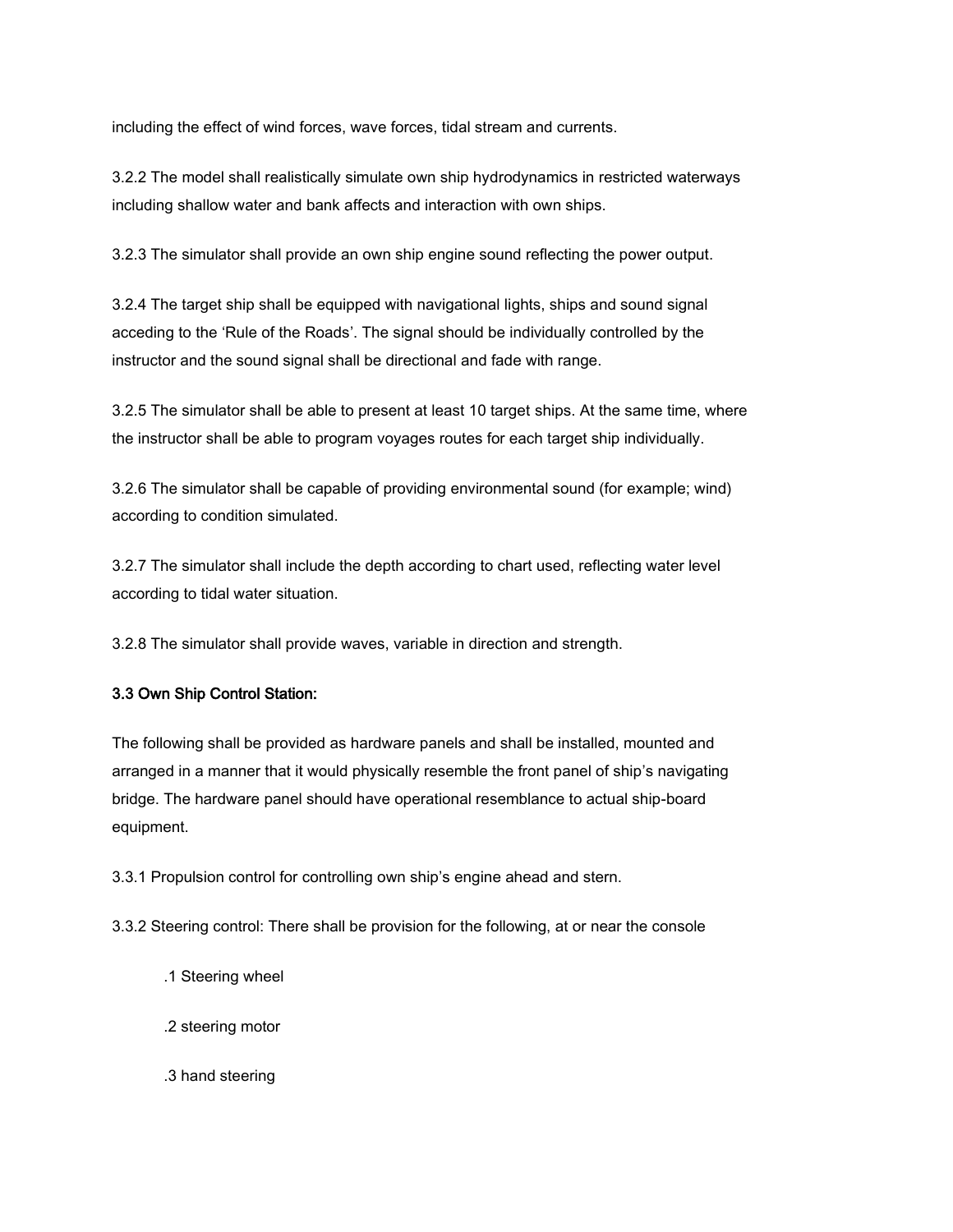including the effect of wind forces, wave forces, tidal stream and currents.

3.2.2 The model shall realistically simulate own ship hydrodynamics in restricted waterways including shallow water and bank affects and interaction with own ships.

3.2.3 The simulator shall provide an own ship engine sound reflecting the power output.

3.2.4 The target ship shall be equipped with navigational lights, ships and sound signal acceding to the 'Rule of the Roads'. The signal should be individually controlled by the instructor and the sound signal shall be directional and fade with range.

3.2.5 The simulator shall be able to present at least 10 target ships. At the same time, where the instructor shall be able to program voyages routes for each target ship individually.

3.2.6 The simulator shall be capable of providing environmental sound (for example; wind) according to condition simulated.

3.2.7 The simulator shall include the depth according to chart used, reflecting water level according to tidal water situation.

3.2.8 The simulator shall provide waves, variable in direction and strength.

**3.3 Own Ship Control Station:**

The following shall be provided as hardware panels and shall be installed, mounted and arranged in a manner that it would physically resemble the front panel of ship's navigating bridge. The hardware panel should have operational resemblance to actual ship-board equipment.

3.3.1 Propulsion control for controlling own ship's engine ahead and stern.

3.3.2 Steering control: There shall be provision for the following, at or near the console

.1 Steering wheel

.2 steering motor

.3 hand steering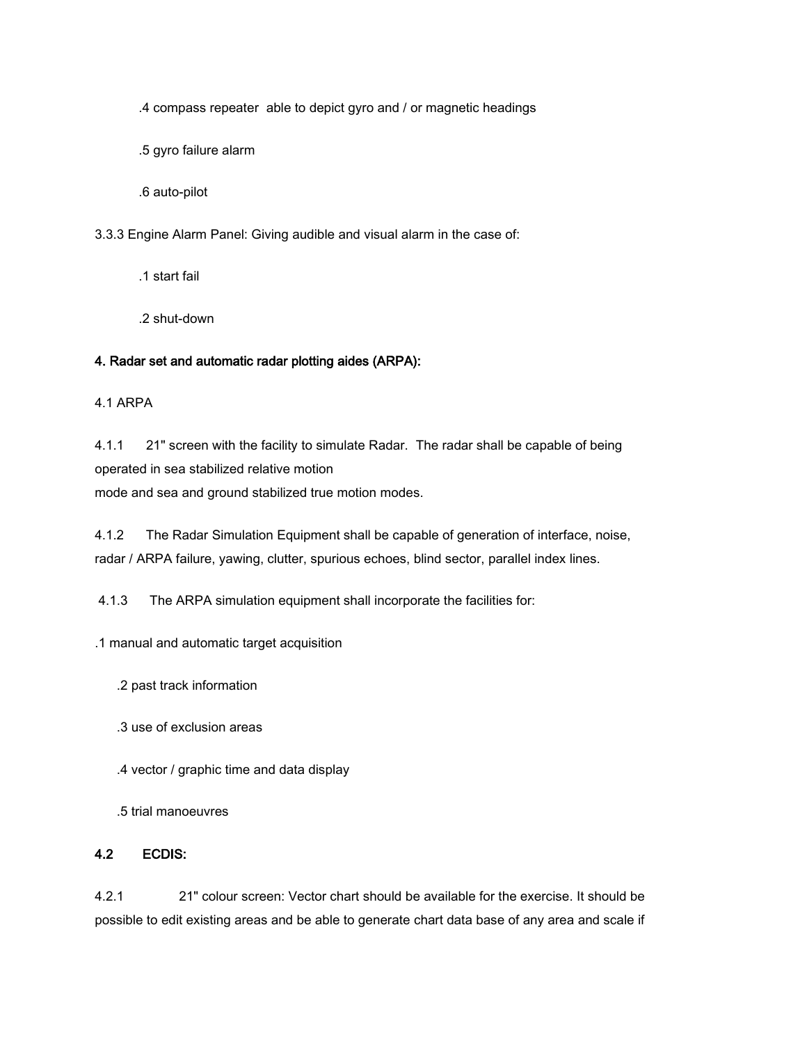.4 compass repeater able to depict gyro and / or magnetic headings

.5 gyro failure alarm

.6 auto-pilot

3.3.3 Engine Alarm Panel: Giving audible and visual alarm in the case of:

.1 start fail

.2 shut-down

**4. Radar set and automatic radar plotting aides (ARPA):**

4.1 ARPA

4.1.1 21" screen with the facility to simulate Radar. The radar shall be capable of being operated in sea stabilized relative motion mode and sea and ground stabilized true motion modes.

4.1.2 The Radar Simulation Equipment shall be capable of generation of interface, noise, radar / ARPA failure, yawing, clutter, spurious echoes, blind sector, parallel index lines.

4.1.3 The ARPA simulation equipment shall incorporate the facilities for:

.1 manual and automatic target acquisition

.2 past track information

.3 use of exclusion areas

.4 vector / graphic time and data display

.5 trial manoeuvres

**4.2 ECDIS:**

4.2.1 21" colour screen: Vector chart should be available for the exercise. It should be possible to edit existing areas and be able to generate chart data base of any area and scale if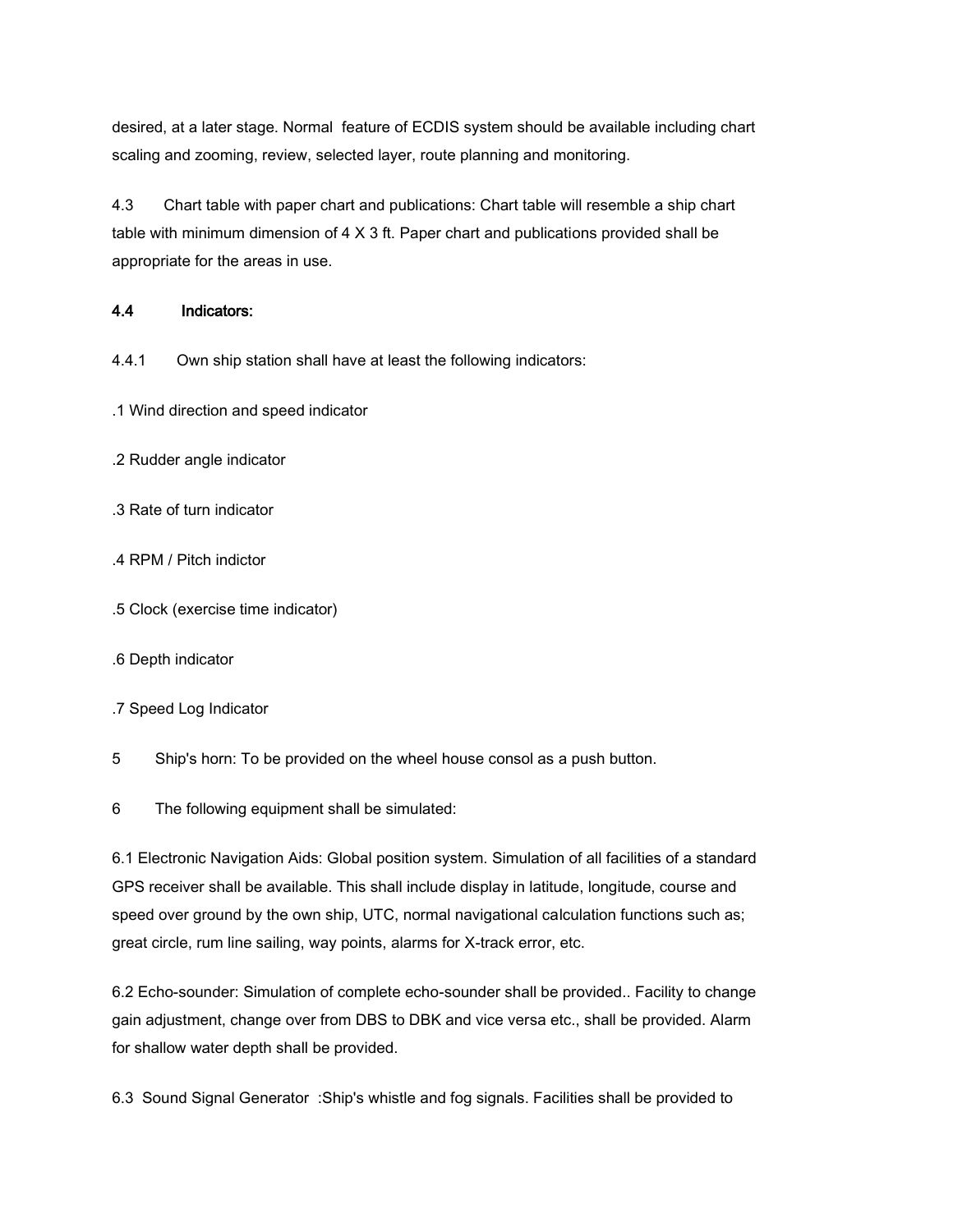desired, at a later stage. Normal feature of ECDIS system should be available including chart scaling and zooming, review, selected layer, route planning and monitoring.

4.3 Chart table with paper chart and publications: Chart table will resemble a ship chart table with minimum dimension of 4 X 3 ft. Paper chart and publications provided shall be appropriate for the areas in use.

**4.4 Indicators:**

4.4.1 Own ship station shall have at least the following indicators:

.1 Wind direction and speed indicator

.2 Rudder angle indicator

.3 Rate of turn indicator

.4 RPM / Pitch indictor

.5 Clock (exercise time indicator)

.6 Depth indicator

.7 Speed Log Indicator

5 Ship's horn: To be provided on the wheel house consol as a push button.

6 The following equipment shall be simulated:

6.1 Electronic Navigation Aids: Global position system. Simulation of all facilities of a standard GPS receiver shall be available. This shall include display in latitude, longitude, course and speed over ground by the own ship, UTC, normal navigational calculation functions such as; great circle, rum line sailing, way points, alarms for X-track error, etc.

6.2 Echo-sounder: Simulation of complete echo-sounder shall be provided.. Facility to change gain adjustment, change over from DBS to DBK and vice versa etc., shall be provided. Alarm for shallow water depth shall be provided.

6.3 Sound Signal Generator :Ship's whistle and fog signals. Facilities shall be provided to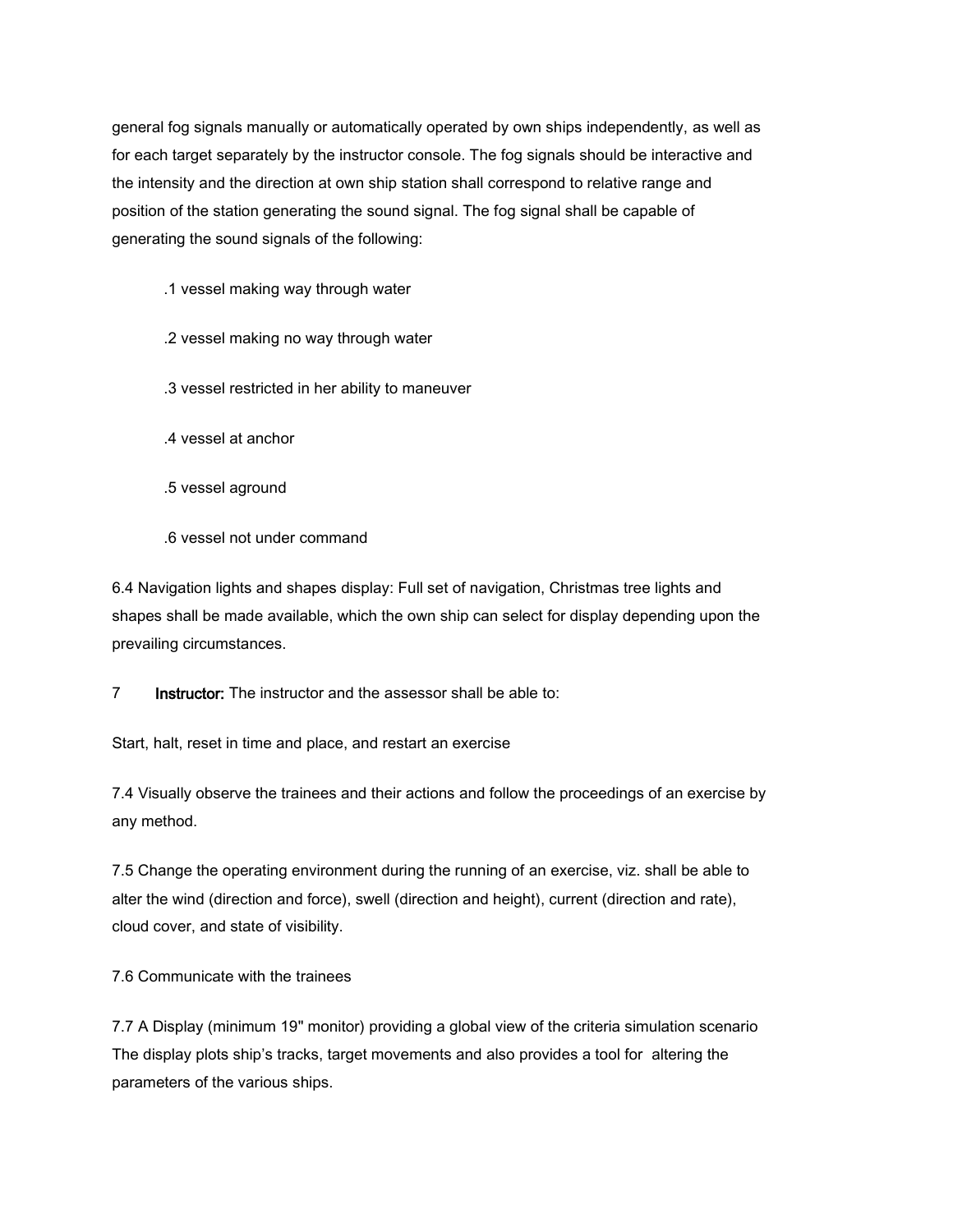general fog signals manually or automatically operated by own ships independently, as well as for each target separately by the instructor console. The fog signals should be interactive and the intensity and the direction at own ship station shall correspond to relative range and position of the station generating the sound signal. The fog signal shall be capable of generating the sound signals of the following:

.1 vessel making way through water

.2 vessel making no way through water

.3 vessel restricted in her ability to maneuver

.4 vessel at anchor

.5 vessel aground

.6 vessel not under command

6.4 Navigation lights and shapes display: Full set of navigation, Christmas tree lights and shapes shall be made available, which the own ship can select for display depending upon the prevailing circumstances.

7 **Instructor:** The instructor and the assessor shall be able to:

Start, halt, reset in time and place, and restart an exercise

7.4 Visually observe the trainees and their actions and follow the proceedings of an exercise by any method.

7.5 Change the operating environment during the running of an exercise, viz. shall be able to alter the wind (direction and force), swell (direction and height), current (direction and rate), cloud cover, and state of visibility.

7.6 Communicate with the trainees

7.7 A Display (minimum 19" monitor) providing a global view of the criteria simulation scenario The display plots ship's tracks, target movements and also provides a tool for altering the parameters of the various ships.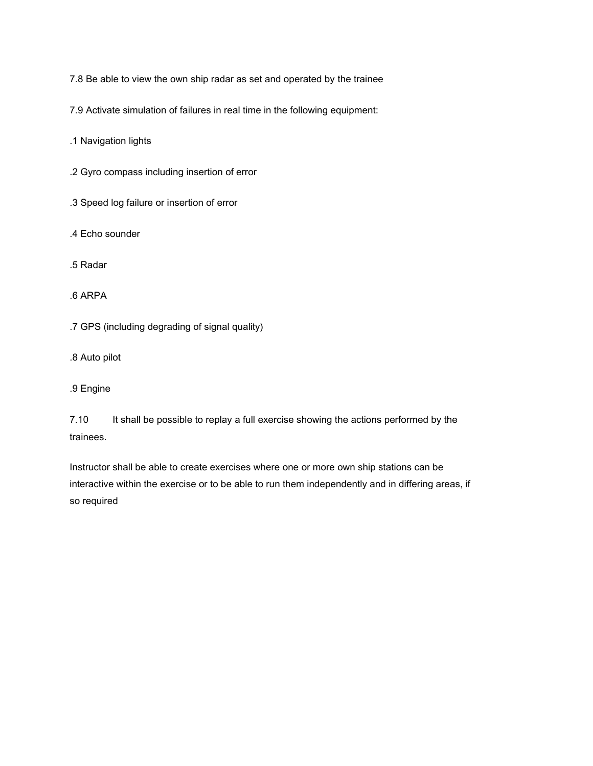7.8 Be able to view the own ship radar as set and operated by the trainee

7.9 Activate simulation of failures in real time in the following equipment:

.1 Navigation lights

.2 Gyro compass including insertion of error

.3 Speed log failure or insertion of error

.4 Echo sounder

.5 Radar

.6 ARPA

.7 GPS (including degrading of signal quality)

.8 Auto pilot

.9 Engine

7.10 It shall be possible to replay a full exercise showing the actions performed by the trainees.

Instructor shall be able to create exercises where one or more own ship stations can be interactive within the exercise or to be able to run them independently and in differing areas, if so required